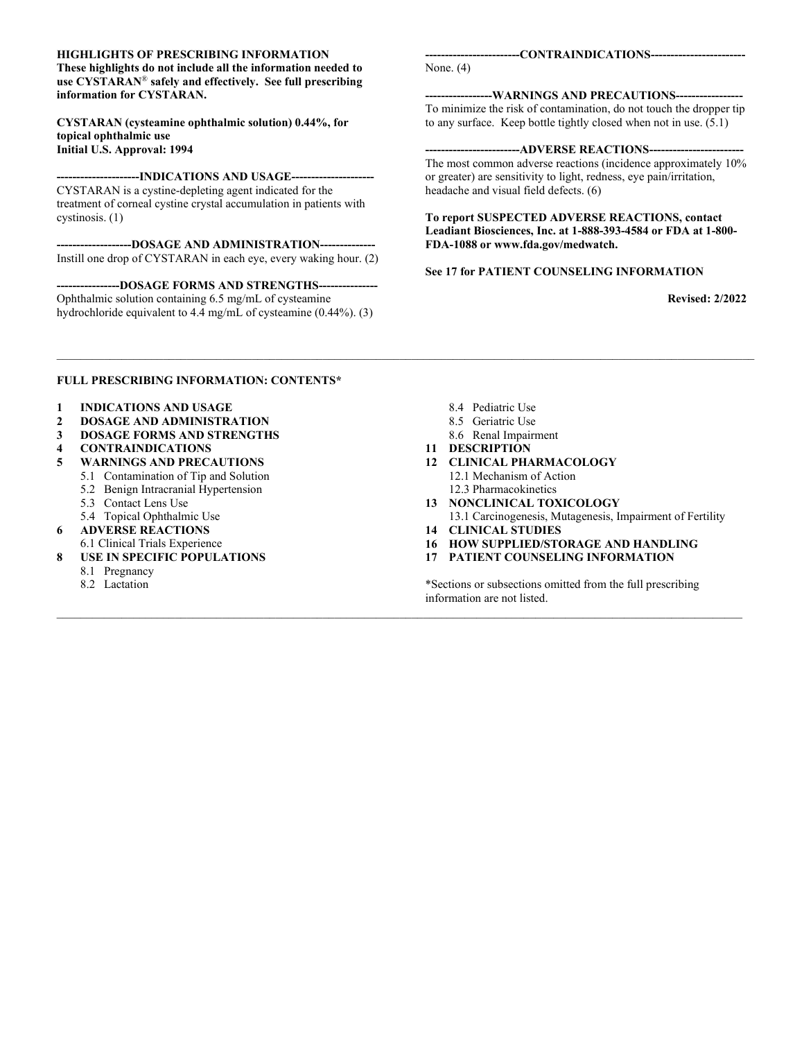**HIGHLIGHTS OF PRESCRIBING INFORMATION**
**These highlights do not include all the information needed to use CYSTARAN® safely and effectively. See full prescribing information for CYSTARAN.**

**CYSTARAN (cysteamine ophthalmic solution) 0.44%, for topical ophthalmic use**
**Initial U.S. Approval: 1994**

**---------------------INDICATIONS AND USAGE---------------------**
CYSTARAN is a cystine-depleting agent indicated for the treatment of corneal cystine crystal accumulation in patients with cystinosis. (1)

**-------------------DOSAGE AND ADMINISTRATION--------------**
Instill one drop of CYSTARAN in each eye, every waking hour. (2)

**----------------DOSAGE FORMS AND STRENGTHS---------------**
Ophthalmic solution containing 6.5 mg/mL of cysteamine hydrochloride equivalent to 4.4 mg/mL of cysteamine (0.44%). (3)

**------------------------CONTRAINDICATIONS-----------------------**
None. (4)

**-----------------WARNINGS AND PRECAUTIONS-----------------**
To minimize the risk of contamination, do not touch the dropper tip to any surface. Keep bottle tightly closed when not in use. (5.1)

**------------------------ADVERSE REACTIONS------------------------**
The most common adverse reactions (incidence approximately 10% or greater) are sensitivity to light, redness, eye pain/irritation, headache and visual field defects. (6)

**To report SUSPECTED ADVERSE REACTIONS, contact Leadiant Biosciences, Inc. at 1-888-393-4584 or FDA at 1-800-FDA-1088 or www.fda.gov/medwatch.**

**See 17 for PATIENT COUNSELING INFORMATION**

**Revised: 2/2022**

---

**FULL PRESCRIBING INFORMATION: CONTENTS***

**1 INDICATIONS AND USAGE**
**2 DOSAGE AND ADMINISTRATION**
**3 DOSAGE FORMS AND STRENGTHS**
**4 CONTRAINDICATIONS**
**5 WARNINGS AND PRECAUTIONS**
- 5.1 Contamination of Tip and Solution
- 5.2 Benign Intracranial Hypertension
- 5.3 Contact Lens Use
- 5.4 Topical Ophthalmic Use

**6 ADVERSE REACTIONS**
- 6.1 Clinical Trials Experience

**8 USE IN SPECIFIC POPULATIONS**
- 8.1 Pregnancy
- 8.2 Lactation
- 8.4 Pediatric Use
- 8.5 Geriatric Use
- 8.6 Renal Impairment

**11 DESCRIPTION**
**12 CLINICAL PHARMACOLOGY**
- 12.1 Mechanism of Action
- 12.3 Pharmacokinetics

**13 NONCLINICAL TOXICOLOGY**
- 13.1 Carcinogenesis, Mutagenesis, Impairment of Fertility

**14 CLINICAL STUDIES**
**16 HOW SUPPLIED/STORAGE AND HANDLING**
**17 PATIENT COUNSELING INFORMATION**

*Sections or subsections omitted from the full prescribing information are not listed.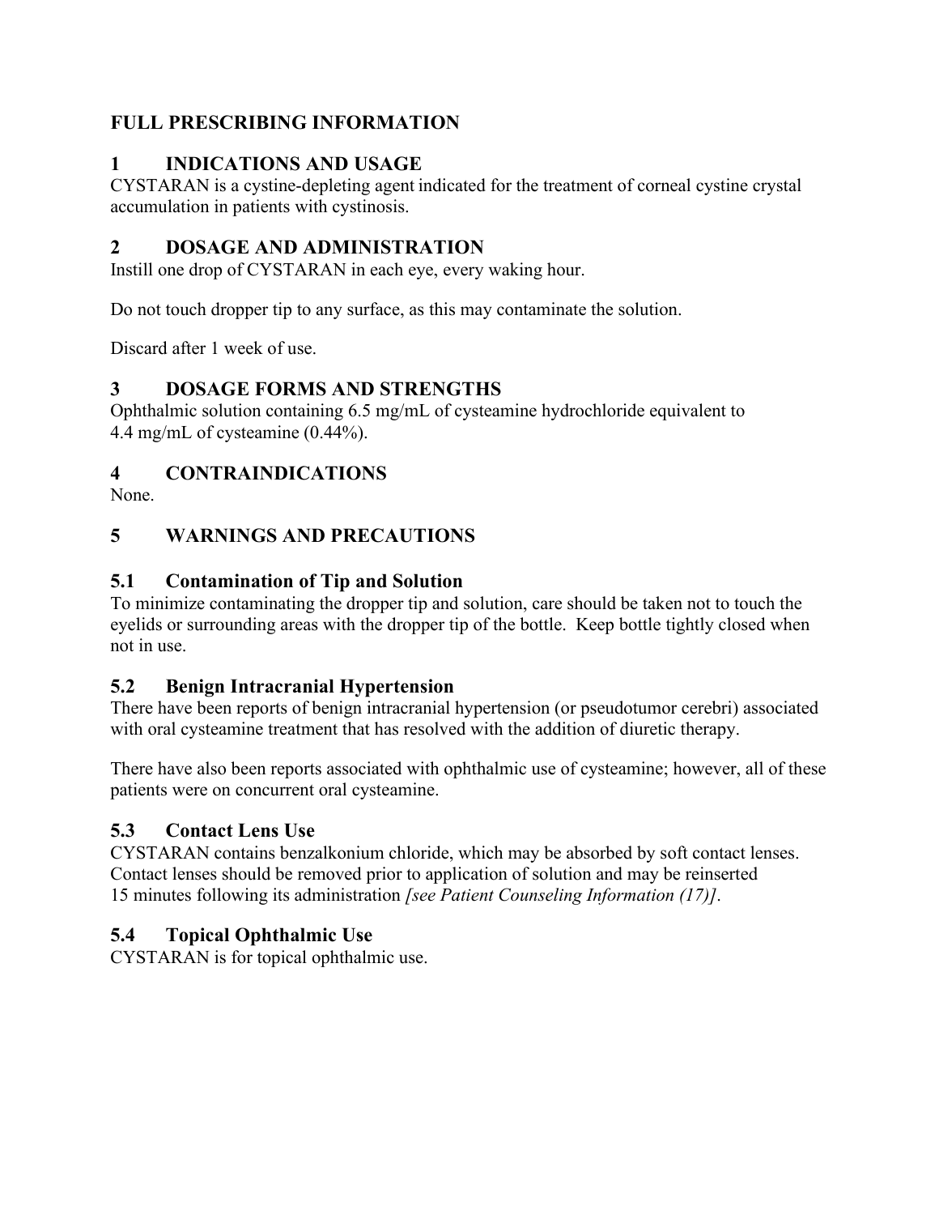# FULL PRESCRIBING INFORMATION

## 1 INDICATIONS AND USAGE

CYSTARAN is a cystine-depleting agent indicated for the treatment of corneal cystine crystal accumulation in patients with cystinosis.

## 2 DOSAGE AND ADMINISTRATION

Instill one drop of CYSTARAN in each eye, every waking hour.

Do not touch dropper tip to any surface, as this may contaminate the solution.

Discard after 1 week of use.

## 3 DOSAGE FORMS AND STRENGTHS

Ophthalmic solution containing 6.5 mg/mL of cysteamine hydrochloride equivalent to 4.4 mg/mL of cysteamine (0.44%).

## 4 CONTRAINDICATIONS

None.

## 5 WARNINGS AND PRECAUTIONS

### 5.1 Contamination of Tip and Solution

To minimize contaminating the dropper tip and solution, care should be taken not to touch the eyelids or surrounding areas with the dropper tip of the bottle. Keep bottle tightly closed when not in use.

### 5.2 Benign Intracranial Hypertension

There have been reports of benign intracranial hypertension (or pseudotumor cerebri) associated with oral cysteamine treatment that has resolved with the addition of diuretic therapy.

There have also been reports associated with ophthalmic use of cysteamine; however, all of these patients were on concurrent oral cysteamine.

### 5.3 Contact Lens Use

CYSTARAN contains benzalkonium chloride, which may be absorbed by soft contact lenses. Contact lenses should be removed prior to application of solution and may be reinserted 15 minutes following its administration *[see Patient Counseling Information (17)]*.

### 5.4 Topical Ophthalmic Use

CYSTARAN is for topical ophthalmic use.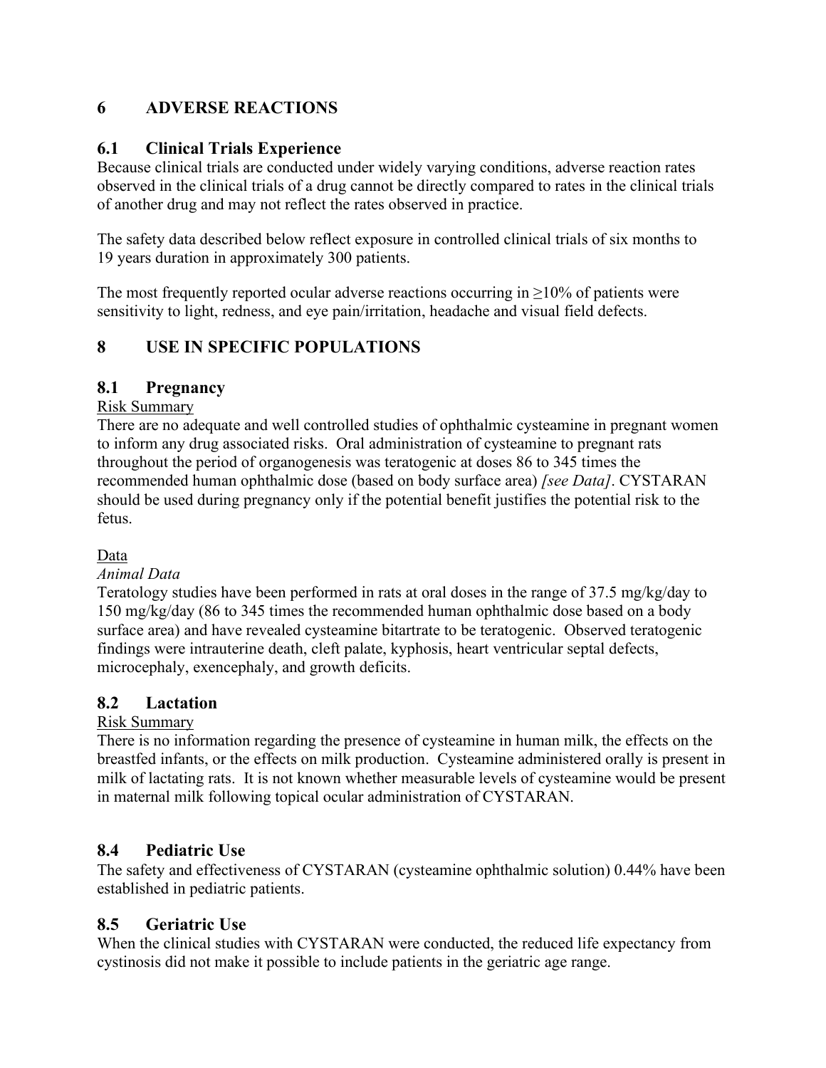# 6 ADVERSE REACTIONS

## 6.1 Clinical Trials Experience

Because clinical trials are conducted under widely varying conditions, adverse reaction rates observed in the clinical trials of a drug cannot be directly compared to rates in the clinical trials of another drug and may not reflect the rates observed in practice.

The safety data described below reflect exposure in controlled clinical trials of six months to 19 years duration in approximately 300 patients.

The most frequently reported ocular adverse reactions occurring in ≥10% of patients were sensitivity to light, redness, and eye pain/irritation, headache and visual field defects.

# 8 USE IN SPECIFIC POPULATIONS

## 8.1 Pregnancy

Risk Summary

There are no adequate and well controlled studies of ophthalmic cysteamine in pregnant women to inform any drug associated risks. Oral administration of cysteamine to pregnant rats throughout the period of organogenesis was teratogenic at doses 86 to 345 times the recommended human ophthalmic dose (based on body surface area) *[see Data]*. CYSTARAN should be used during pregnancy only if the potential benefit justifies the potential risk to the fetus.

Data

*Animal Data*

Teratology studies have been performed in rats at oral doses in the range of 37.5 mg/kg/day to 150 mg/kg/day (86 to 345 times the recommended human ophthalmic dose based on a body surface area) and have revealed cysteamine bitartrate to be teratogenic. Observed teratogenic findings were intrauterine death, cleft palate, kyphosis, heart ventricular septal defects, microcephaly, exencephaly, and growth deficits.

## 8.2 Lactation

Risk Summary

There is no information regarding the presence of cysteamine in human milk, the effects on the breastfed infants, or the effects on milk production. Cysteamine administered orally is present in milk of lactating rats. It is not known whether measurable levels of cysteamine would be present in maternal milk following topical ocular administration of CYSTARAN.

## 8.4 Pediatric Use

The safety and effectiveness of CYSTARAN (cysteamine ophthalmic solution) 0.44% have been established in pediatric patients.

## 8.5 Geriatric Use

When the clinical studies with CYSTARAN were conducted, the reduced life expectancy from cystinosis did not make it possible to include patients in the geriatric age range.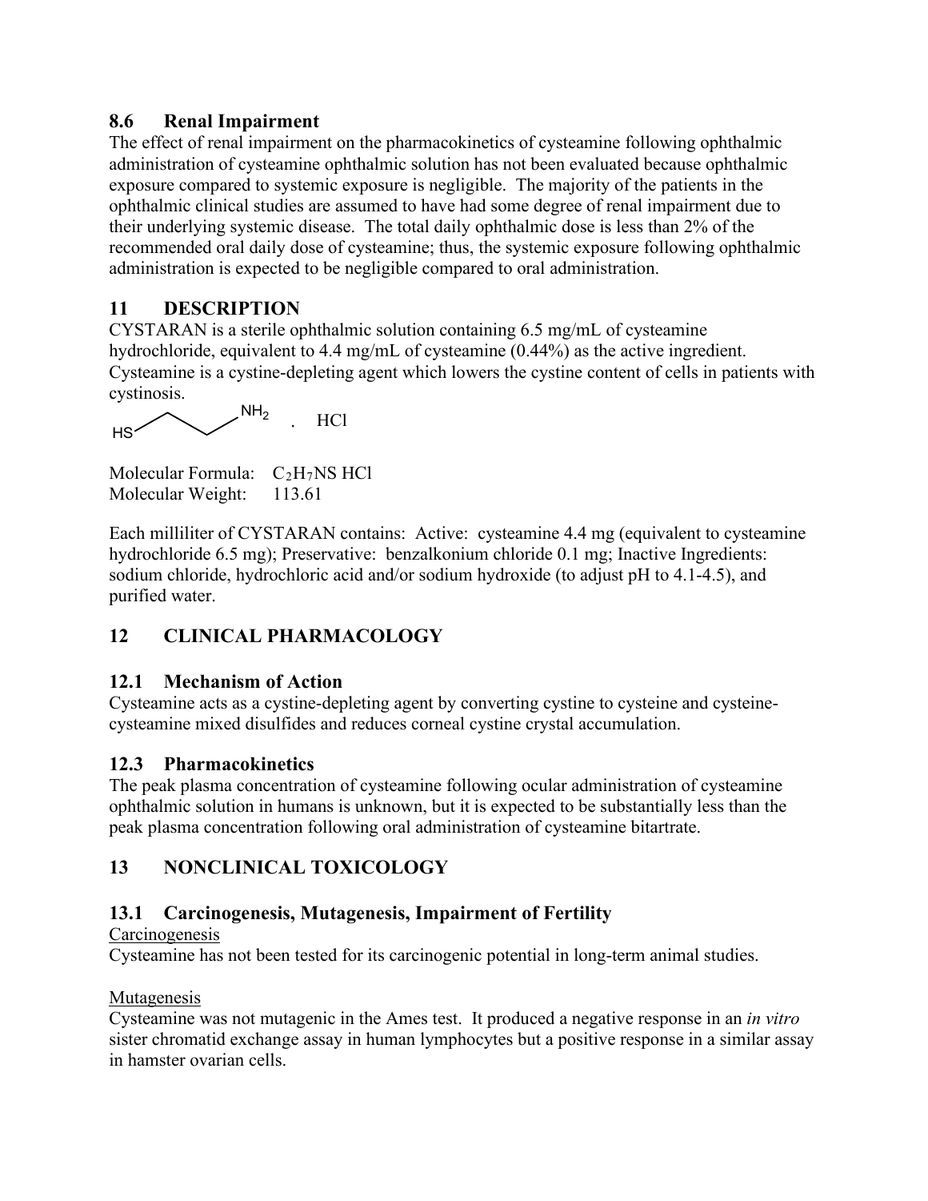## 8.6 Renal Impairment

The effect of renal impairment on the pharmacokinetics of cysteamine following ophthalmic administration of cysteamine ophthalmic solution has not been evaluated because ophthalmic exposure compared to systemic exposure is negligible. The majority of the patients in the ophthalmic clinical studies are assumed to have had some degree of renal impairment due to their underlying systemic disease. The total daily ophthalmic dose is less than 2% of the recommended oral daily dose of cysteamine; thus, the systemic exposure following ophthalmic administration is expected to be negligible compared to oral administration.

# 11 DESCRIPTION

CYSTARAN is a sterile ophthalmic solution containing 6.5 mg/mL of cysteamine hydrochloride, equivalent to 4.4 mg/mL of cysteamine (0.44%) as the active ingredient. Cysteamine is a cystine-depleting agent which lowers the cystine content of cells in patients with cystinosis.

HS–CH₂–CH₂–NH₂ . HCl

Molecular Formula: $C_2H_7NS$ HCl
Molecular Weight: 113.61

Each milliliter of CYSTARAN contains: Active: cysteamine 4.4 mg (equivalent to cysteamine hydrochloride 6.5 mg); Preservative: benzalkonium chloride 0.1 mg; Inactive Ingredients: sodium chloride, hydrochloric acid and/or sodium hydroxide (to adjust pH to 4.1-4.5), and purified water.

# 12 CLINICAL PHARMACOLOGY

## 12.1 Mechanism of Action

Cysteamine acts as a cystine-depleting agent by converting cystine to cysteine and cysteine-cysteamine mixed disulfides and reduces corneal cystine crystal accumulation.

## 12.3 Pharmacokinetics

The peak plasma concentration of cysteamine following ocular administration of cysteamine ophthalmic solution in humans is unknown, but it is expected to be substantially less than the peak plasma concentration following oral administration of cysteamine bitartrate.

# 13 NONCLINICAL TOXICOLOGY

## 13.1 Carcinogenesis, Mutagenesis, Impairment of Fertility

Carcinogenesis

Cysteamine has not been tested for its carcinogenic potential in long-term animal studies.

Mutagenesis

Cysteamine was not mutagenic in the Ames test. It produced a negative response in an *in vitro* sister chromatid exchange assay in human lymphocytes but a positive response in a similar assay in hamster ovarian cells.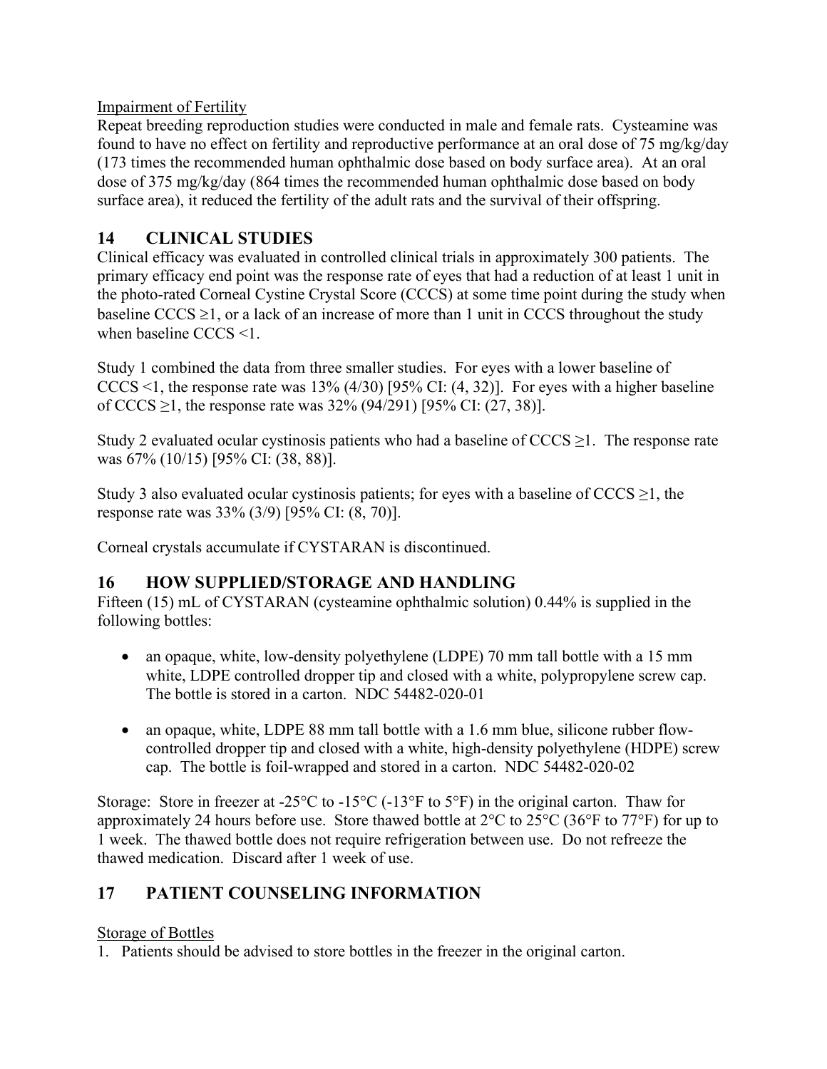Impairment of Fertility

Repeat breeding reproduction studies were conducted in male and female rats. Cysteamine was found to have no effect on fertility and reproductive performance at an oral dose of 75 mg/kg/day (173 times the recommended human ophthalmic dose based on body surface area). At an oral dose of 375 mg/kg/day (864 times the recommended human ophthalmic dose based on body surface area), it reduced the fertility of the adult rats and the survival of their offspring.

## 14 CLINICAL STUDIES

Clinical efficacy was evaluated in controlled clinical trials in approximately 300 patients. The primary efficacy end point was the response rate of eyes that had a reduction of at least 1 unit in the photo-rated Corneal Cystine Crystal Score (CCCS) at some time point during the study when baseline CCCS $\geq$1, or a lack of an increase of more than 1 unit in CCCS throughout the study when baseline CCCS <1.

Study 1 combined the data from three smaller studies. For eyes with a lower baseline of CCCS <1, the response rate was 13% (4/30) [95% CI: (4, 32)]. For eyes with a higher baseline of CCCS $\geq$1, the response rate was 32% (94/291) [95% CI: (27, 38)].

Study 2 evaluated ocular cystinosis patients who had a baseline of CCCS $\geq$1. The response rate was 67% (10/15) [95% CI: (38, 88)].

Study 3 also evaluated ocular cystinosis patients; for eyes with a baseline of CCCS $\geq$1, the response rate was 33% (3/9) [95% CI: (8, 70)].

Corneal crystals accumulate if CYSTARAN is discontinued.

## 16 HOW SUPPLIED/STORAGE AND HANDLING

Fifteen (15) mL of CYSTARAN (cysteamine ophthalmic solution) 0.44% is supplied in the following bottles:

- an opaque, white, low-density polyethylene (LDPE) 70 mm tall bottle with a 15 mm white, LDPE controlled dropper tip and closed with a white, polypropylene screw cap. The bottle is stored in a carton. NDC 54482-020-01
- an opaque, white, LDPE 88 mm tall bottle with a 1.6 mm blue, silicone rubber flow-controlled dropper tip and closed with a white, high-density polyethylene (HDPE) screw cap. The bottle is foil-wrapped and stored in a carton. NDC 54482-020-02

Storage: Store in freezer at -25°C to -15°C (-13°F to 5°F) in the original carton. Thaw for approximately 24 hours before use. Store thawed bottle at 2°C to 25°C (36°F to 77°F) for up to 1 week. The thawed bottle does not require refrigeration between use. Do not refreeze the thawed medication. Discard after 1 week of use.

## 17 PATIENT COUNSELING INFORMATION

Storage of Bottles

1. Patients should be advised to store bottles in the freezer in the original carton.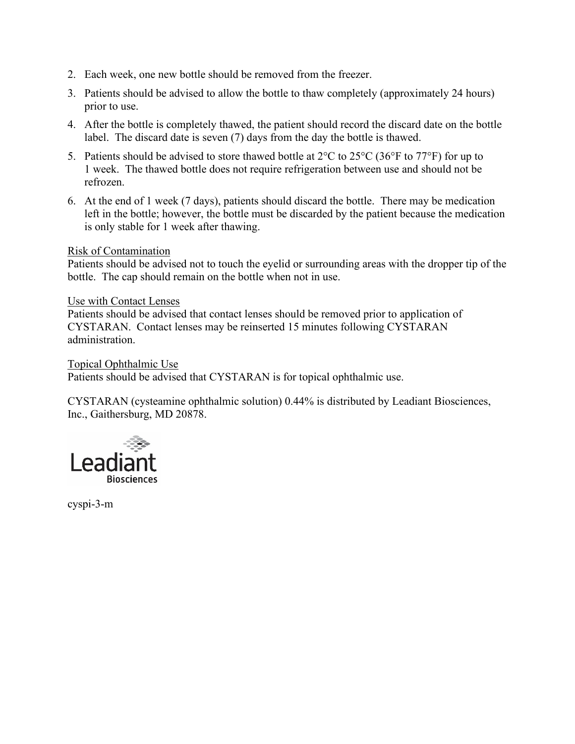2. Each week, one new bottle should be removed from the freezer.
3. Patients should be advised to allow the bottle to thaw completely (approximately 24 hours) prior to use.
4. After the bottle is completely thawed, the patient should record the discard date on the bottle label. The discard date is seven (7) days from the day the bottle is thawed.
5. Patients should be advised to store thawed bottle at 2°C to 25°C (36°F to 77°F) for up to 1 week. The thawed bottle does not require refrigeration between use and should not be refrozen.
6. At the end of 1 week (7 days), patients should discard the bottle. There may be medication left in the bottle; however, the bottle must be discarded by the patient because the medication is only stable for 1 week after thawing.

Risk of Contamination

Patients should be advised not to touch the eyelid or surrounding areas with the dropper tip of the bottle. The cap should remain on the bottle when not in use.

Use with Contact Lenses

Patients should be advised that contact lenses should be removed prior to application of CYSTARAN. Contact lenses may be reinserted 15 minutes following CYSTARAN administration.

Topical Ophthalmic Use

Patients should be advised that CYSTARAN is for topical ophthalmic use.

CYSTARAN (cysteamine ophthalmic solution) 0.44% is distributed by Leadiant Biosciences, Inc., Gaithersburg, MD 20878.

Leadiant Biosciences

cyspi-3-m